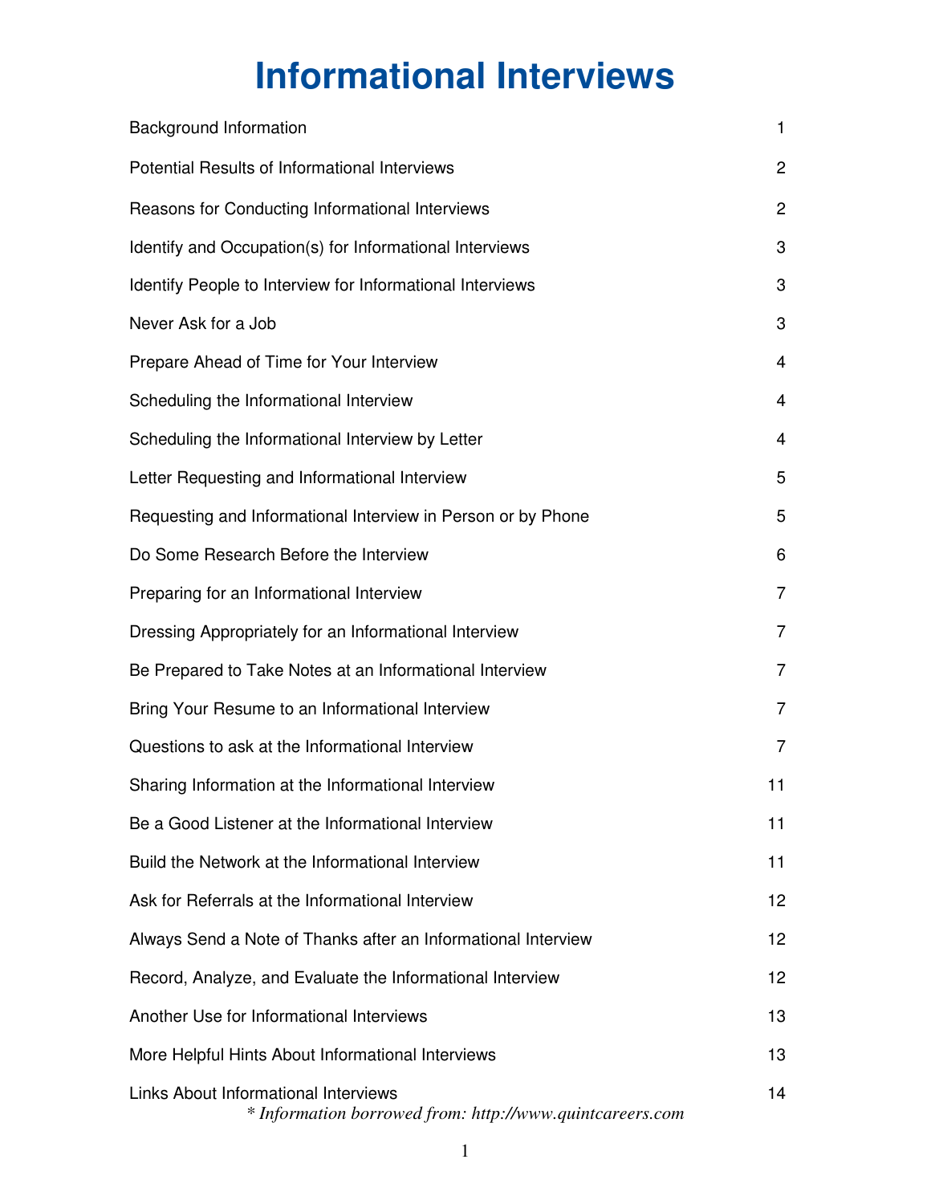# Informational Interviews

| | |
|---|---|
| Background Information | 1 |
| Potential Results of Informational Interviews | 2 |
| Reasons for Conducting Informational Interviews | 2 |
| Identify and Occupation(s) for Informational Interviews | 3 |
| Identify People to Interview for Informational Interviews | 3 |
| Never Ask for a Job | 3 |
| Prepare Ahead of Time for Your Interview | 4 |
| Scheduling the Informational Interview | 4 |
| Scheduling the Informational Interview by Letter | 4 |
| Letter Requesting and Informational Interview | 5 |
| Requesting and Informational Interview in Person or by Phone | 5 |
| Do Some Research Before the Interview | 6 |
| Preparing for an Informational Interview | 7 |
| Dressing Appropriately for an Informational Interview | 7 |
| Be Prepared to Take Notes at an Informational Interview | 7 |
| Bring Your Resume to an Informational Interview | 7 |
| Questions to ask at the Informational Interview | 7 |
| Sharing Information at the Informational Interview | 11 |
| Be a Good Listener at the Informational Interview | 11 |
| Build the Network at the Informational Interview | 11 |
| Ask for Referrals at the Informational Interview | 12 |
| Always Send a Note of Thanks after an Informational Interview | 12 |
| Record, Analyze, and Evaluate the Informational Interview | 12 |
| Another Use for Informational Interviews | 13 |
| More Helpful Hints About Informational Interviews | 13 |
| Links About Informational Interviews | 14 |

*\* Information borrowed from: http://www.quintcareers.com*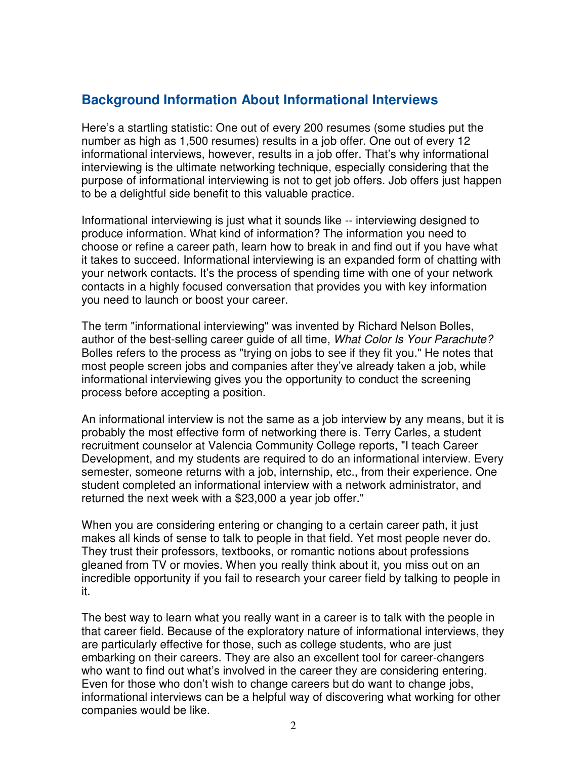## Background Information About Informational Interviews

Here's a startling statistic: One out of every 200 resumes (some studies put the number as high as 1,500 resumes) results in a job offer. One out of every 12 informational interviews, however, results in a job offer. That's why informational interviewing is the ultimate networking technique, especially considering that the purpose of informational interviewing is not to get job offers. Job offers just happen to be a delightful side benefit to this valuable practice.

Informational interviewing is just what it sounds like -- interviewing designed to produce information. What kind of information? The information you need to choose or refine a career path, learn how to break in and find out if you have what it takes to succeed. Informational interviewing is an expanded form of chatting with your network contacts. It's the process of spending time with one of your network contacts in a highly focused conversation that provides you with key information you need to launch or boost your career.

The term "informational interviewing" was invented by Richard Nelson Bolles, author of the best-selling career guide of all time, *What Color Is Your Parachute?* Bolles refers to the process as "trying on jobs to see if they fit you." He notes that most people screen jobs and companies after they've already taken a job, while informational interviewing gives you the opportunity to conduct the screening process before accepting a position.

An informational interview is not the same as a job interview by any means, but it is probably the most effective form of networking there is. Terry Carles, a student recruitment counselor at Valencia Community College reports, "I teach Career Development, and my students are required to do an informational interview. Every semester, someone returns with a job, internship, etc., from their experience. One student completed an informational interview with a network administrator, and returned the next week with a $23,000 a year job offer."

When you are considering entering or changing to a certain career path, it just makes all kinds of sense to talk to people in that field. Yet most people never do. They trust their professors, textbooks, or romantic notions about professions gleaned from TV or movies. When you really think about it, you miss out on an incredible opportunity if you fail to research your career field by talking to people in it.

The best way to learn what you really want in a career is to talk with the people in that career field. Because of the exploratory nature of informational interviews, they are particularly effective for those, such as college students, who are just embarking on their careers. They are also an excellent tool for career-changers who want to find out what's involved in the career they are considering entering. Even for those who don't wish to change careers but do want to change jobs, informational interviews can be a helpful way of discovering what working for other companies would be like.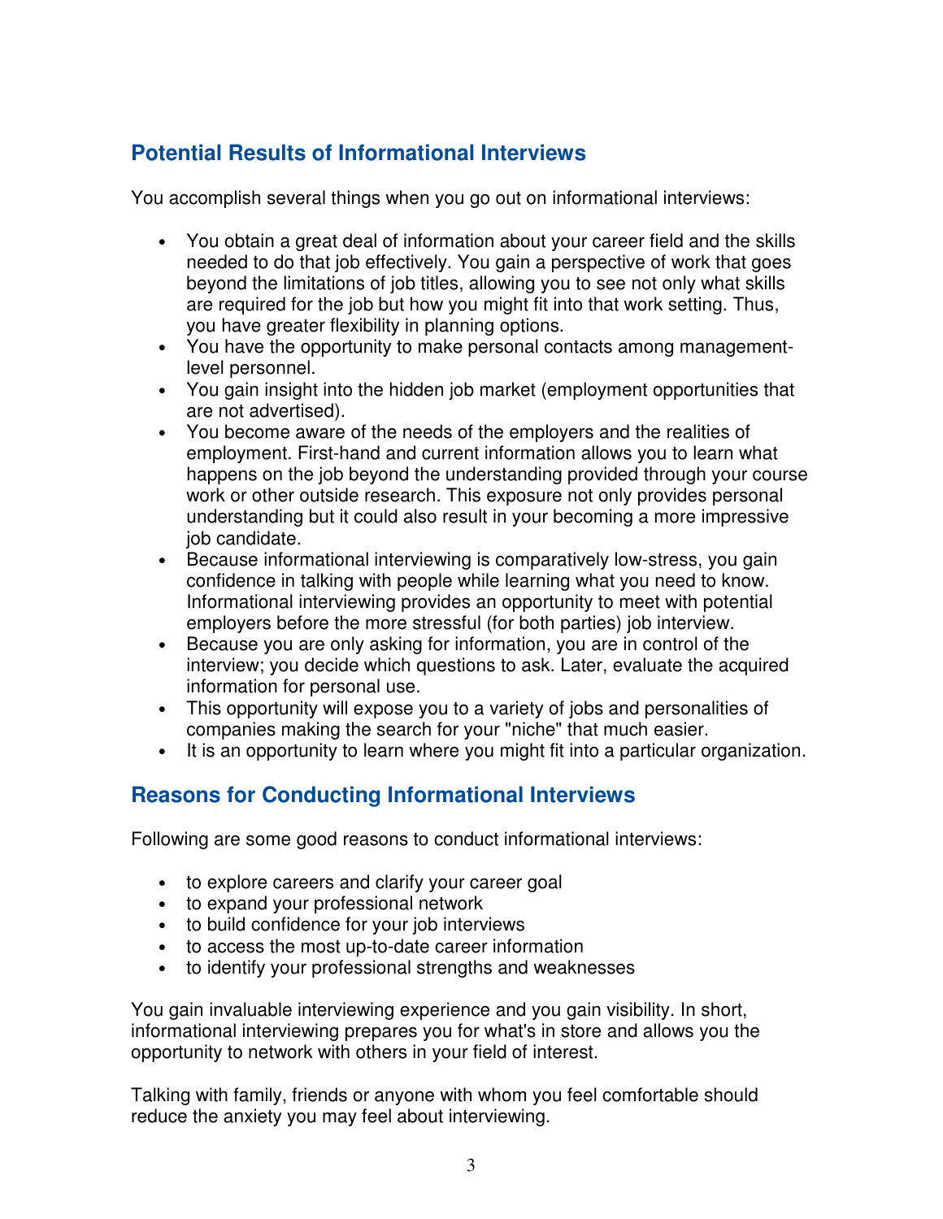## Potential Results of Informational Interviews

You accomplish several things when you go out on informational interviews:

- You obtain a great deal of information about your career field and the skills needed to do that job effectively. You gain a perspective of work that goes beyond the limitations of job titles, allowing you to see not only what skills are required for the job but how you might fit into that work setting. Thus, you have greater flexibility in planning options.
- You have the opportunity to make personal contacts among management-level personnel.
- You gain insight into the hidden job market (employment opportunities that are not advertised).
- You become aware of the needs of the employers and the realities of employment. First-hand and current information allows you to learn what happens on the job beyond the understanding provided through your course work or other outside research. This exposure not only provides personal understanding but it could also result in your becoming a more impressive job candidate.
- Because informational interviewing is comparatively low-stress, you gain confidence in talking with people while learning what you need to know. Informational interviewing provides an opportunity to meet with potential employers before the more stressful (for both parties) job interview.
- Because you are only asking for information, you are in control of the interview; you decide which questions to ask. Later, evaluate the acquired information for personal use.
- This opportunity will expose you to a variety of jobs and personalities of companies making the search for your "niche" that much easier.
- It is an opportunity to learn where you might fit into a particular organization.

## Reasons for Conducting Informational Interviews

Following are some good reasons to conduct informational interviews:

- to explore careers and clarify your career goal
- to expand your professional network
- to build confidence for your job interviews
- to access the most up-to-date career information
- to identify your professional strengths and weaknesses

You gain invaluable interviewing experience and you gain visibility. In short, informational interviewing prepares you for what's in store and allows you the opportunity to network with others in your field of interest.

Talking with family, friends or anyone with whom you feel comfortable should reduce the anxiety you may feel about interviewing.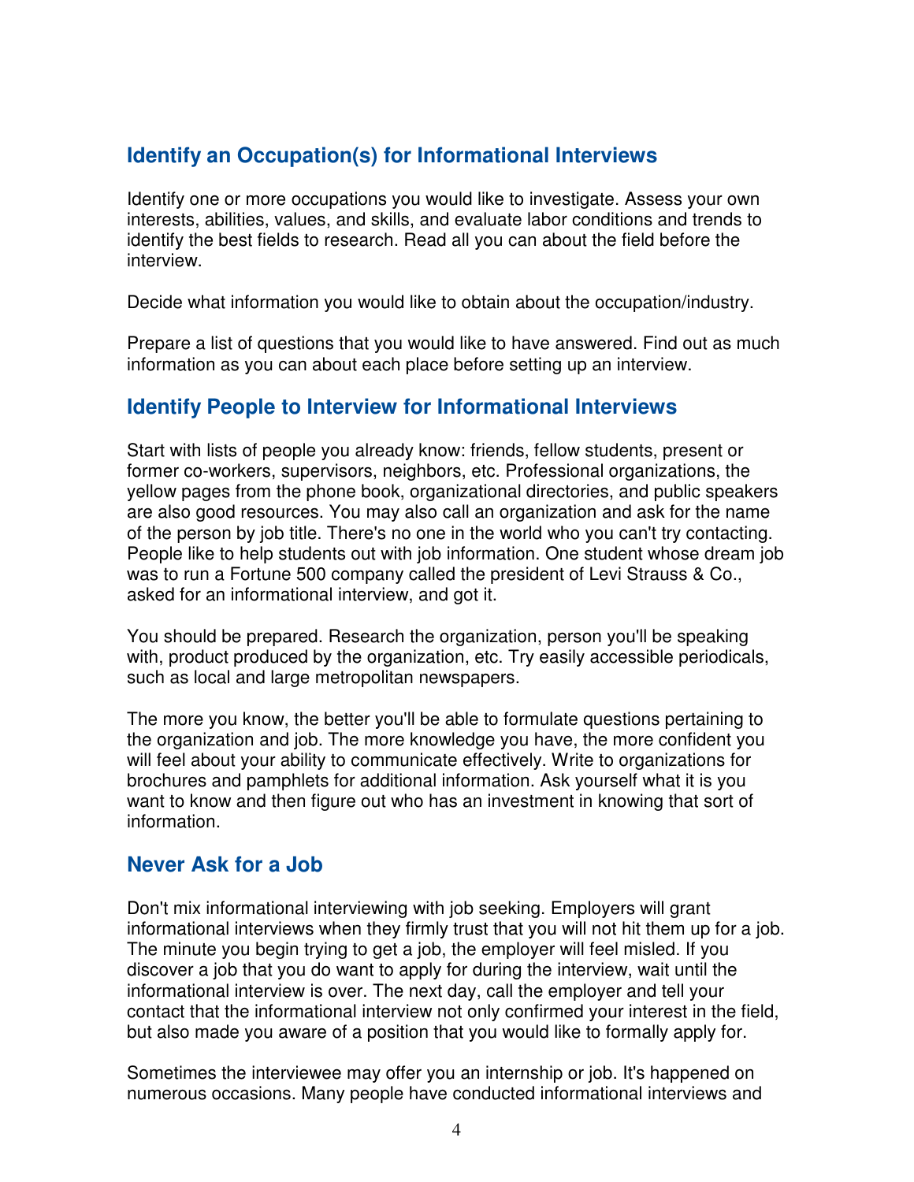## Identify an Occupation(s) for Informational Interviews

Identify one or more occupations you would like to investigate. Assess your own interests, abilities, values, and skills, and evaluate labor conditions and trends to identify the best fields to research. Read all you can about the field before the interview.

Decide what information you would like to obtain about the occupation/industry.

Prepare a list of questions that you would like to have answered. Find out as much information as you can about each place before setting up an interview.

## Identify People to Interview for Informational Interviews

Start with lists of people you already know: friends, fellow students, present or former co-workers, supervisors, neighbors, etc. Professional organizations, the yellow pages from the phone book, organizational directories, and public speakers are also good resources. You may also call an organization and ask for the name of the person by job title. There's no one in the world who you can't try contacting. People like to help students out with job information. One student whose dream job was to run a Fortune 500 company called the president of Levi Strauss & Co., asked for an informational interview, and got it.

You should be prepared. Research the organization, person you'll be speaking with, product produced by the organization, etc. Try easily accessible periodicals, such as local and large metropolitan newspapers.

The more you know, the better you'll be able to formulate questions pertaining to the organization and job. The more knowledge you have, the more confident you will feel about your ability to communicate effectively. Write to organizations for brochures and pamphlets for additional information. Ask yourself what it is you want to know and then figure out who has an investment in knowing that sort of information.

## Never Ask for a Job

Don't mix informational interviewing with job seeking. Employers will grant informational interviews when they firmly trust that you will not hit them up for a job. The minute you begin trying to get a job, the employer will feel misled. If you discover a job that you do want to apply for during the interview, wait until the informational interview is over. The next day, call the employer and tell your contact that the informational interview not only confirmed your interest in the field, but also made you aware of a position that you would like to formally apply for.

Sometimes the interviewee may offer you an internship or job. It's happened on numerous occasions. Many people have conducted informational interviews and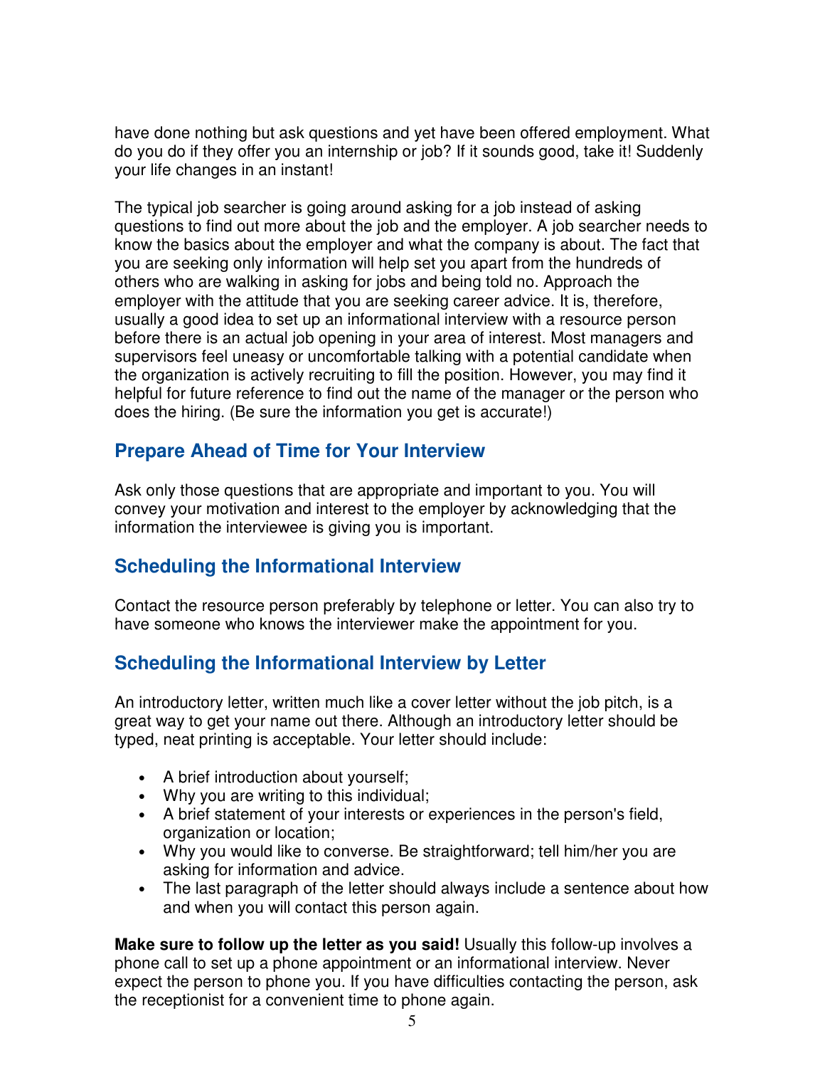have done nothing but ask questions and yet have been offered employment. What do you do if they offer you an internship or job? If it sounds good, take it! Suddenly your life changes in an instant!

The typical job searcher is going around asking for a job instead of asking questions to find out more about the job and the employer. A job searcher needs to know the basics about the employer and what the company is about. The fact that you are seeking only information will help set you apart from the hundreds of others who are walking in asking for jobs and being told no. Approach the employer with the attitude that you are seeking career advice. It is, therefore, usually a good idea to set up an informational interview with a resource person before there is an actual job opening in your area of interest. Most managers and supervisors feel uneasy or uncomfortable talking with a potential candidate when the organization is actively recruiting to fill the position. However, you may find it helpful for future reference to find out the name of the manager or the person who does the hiring. (Be sure the information you get is accurate!)

## Prepare Ahead of Time for Your Interview

Ask only those questions that are appropriate and important to you. You will convey your motivation and interest to the employer by acknowledging that the information the interviewee is giving you is important.

## Scheduling the Informational Interview

Contact the resource person preferably by telephone or letter. You can also try to have someone who knows the interviewer make the appointment for you.

## Scheduling the Informational Interview by Letter

An introductory letter, written much like a cover letter without the job pitch, is a great way to get your name out there. Although an introductory letter should be typed, neat printing is acceptable. Your letter should include:

- A brief introduction about yourself;
- Why you are writing to this individual;
- A brief statement of your interests or experiences in the person's field, organization or location;
- Why you would like to converse. Be straightforward; tell him/her you are asking for information and advice.
- The last paragraph of the letter should always include a sentence about how and when you will contact this person again.

**Make sure to follow up the letter as you said!** Usually this follow-up involves a phone call to set up a phone appointment or an informational interview. Never expect the person to phone you. If you have difficulties contacting the person, ask the receptionist for a convenient time to phone again.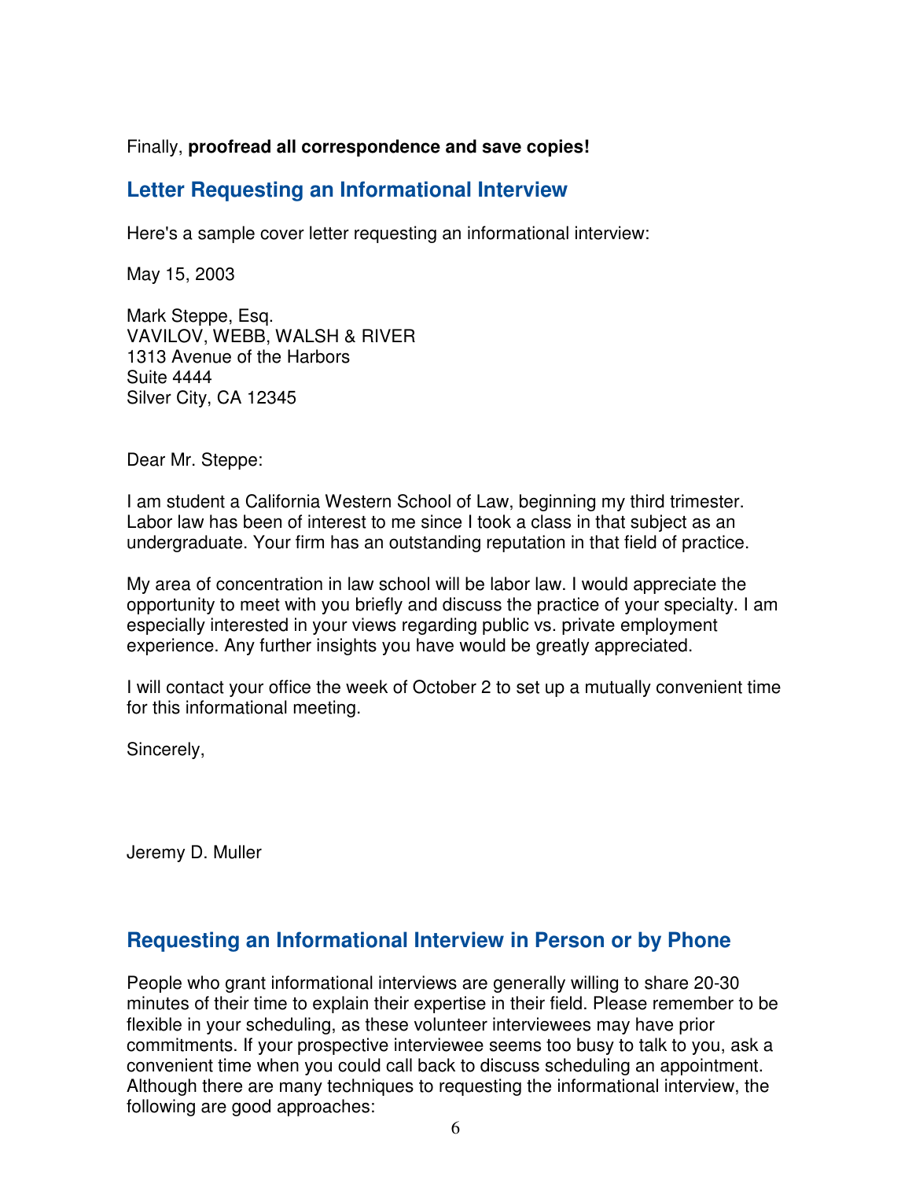Finally, **proofread all correspondence and save copies!**

## Letter Requesting an Informational Interview

Here's a sample cover letter requesting an informational interview:

May 15, 2003

Mark Steppe, Esq.
VAVILOV, WEBB, WALSH & RIVER
1313 Avenue of the Harbors
Suite 4444
Silver City, CA 12345

Dear Mr. Steppe:

I am student a California Western School of Law, beginning my third trimester. Labor law has been of interest to me since I took a class in that subject as an undergraduate. Your firm has an outstanding reputation in that field of practice.

My area of concentration in law school will be labor law. I would appreciate the opportunity to meet with you briefly and discuss the practice of your specialty. I am especially interested in your views regarding public vs. private employment experience. Any further insights you have would be greatly appreciated.

I will contact your office the week of October 2 to set up a mutually convenient time for this informational meeting.

Sincerely,

Jeremy D. Muller

## Requesting an Informational Interview in Person or by Phone

People who grant informational interviews are generally willing to share 20-30 minutes of their time to explain their expertise in their field. Please remember to be flexible in your scheduling, as these volunteer interviewees may have prior commitments. If your prospective interviewee seems too busy to talk to you, ask a convenient time when you could call back to discuss scheduling an appointment. Although there are many techniques to requesting the informational interview, the following are good approaches: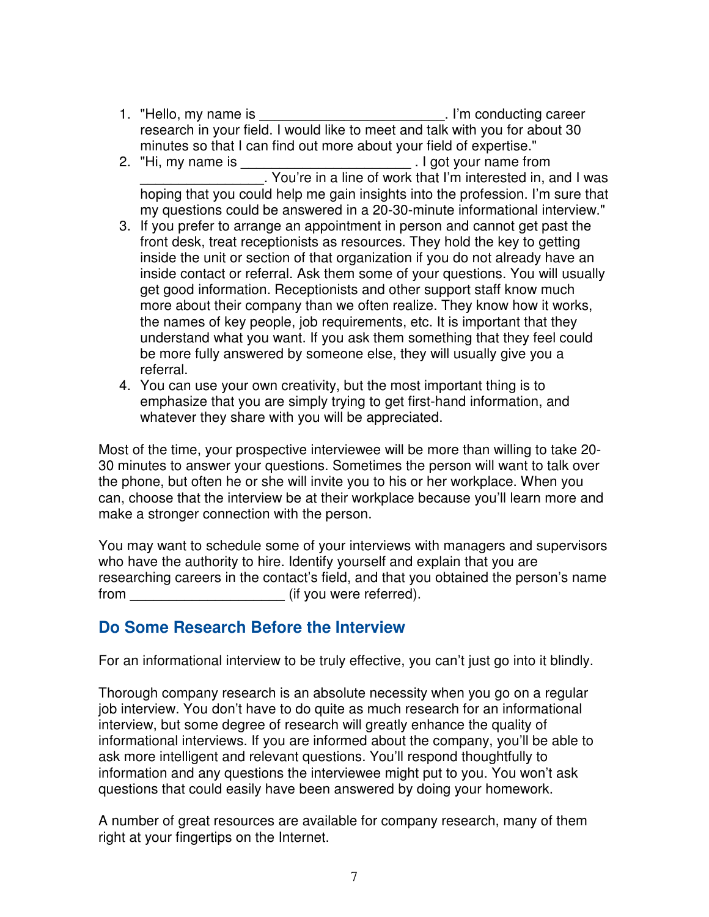1. "Hello, my name is _______________________. I'm conducting career research in your field. I would like to meet and talk with you for about 30 minutes so that I can find out more about your field of expertise."
2. "Hi, my name is _____________________ . I got your name from ________________. You're in a line of work that I'm interested in, and I was hoping that you could help me gain insights into the profession. I'm sure that my questions could be answered in a 20-30-minute informational interview."
3. If you prefer to arrange an appointment in person and cannot get past the front desk, treat receptionists as resources. They hold the key to getting inside the unit or section of that organization if you do not already have an inside contact or referral. Ask them some of your questions. You will usually get good information. Receptionists and other support staff know much more about their company than we often realize. They know how it works, the names of key people, job requirements, etc. It is important that they understand what you want. If you ask them something that they feel could be more fully answered by someone else, they will usually give you a referral.
4. You can use your own creativity, but the most important thing is to emphasize that you are simply trying to get first-hand information, and whatever they share with you will be appreciated.

Most of the time, your prospective interviewee will be more than willing to take 20-30 minutes to answer your questions. Sometimes the person will want to talk over the phone, but often he or she will invite you to his or her workplace. When you can, choose that the interview be at their workplace because you'll learn more and make a stronger connection with the person.

You may want to schedule some of your interviews with managers and supervisors who have the authority to hire. Identify yourself and explain that you are researching careers in the contact's field, and that you obtained the person's name from ___________________ (if you were referred).

## Do Some Research Before the Interview

For an informational interview to be truly effective, you can't just go into it blindly.

Thorough company research is an absolute necessity when you go on a regular job interview. You don't have to do quite as much research for an informational interview, but some degree of research will greatly enhance the quality of informational interviews. If you are informed about the company, you'll be able to ask more intelligent and relevant questions. You'll respond thoughtfully to information and any questions the interviewee might put to you. You won't ask questions that could easily have been answered by doing your homework.

A number of great resources are available for company research, many of them right at your fingertips on the Internet.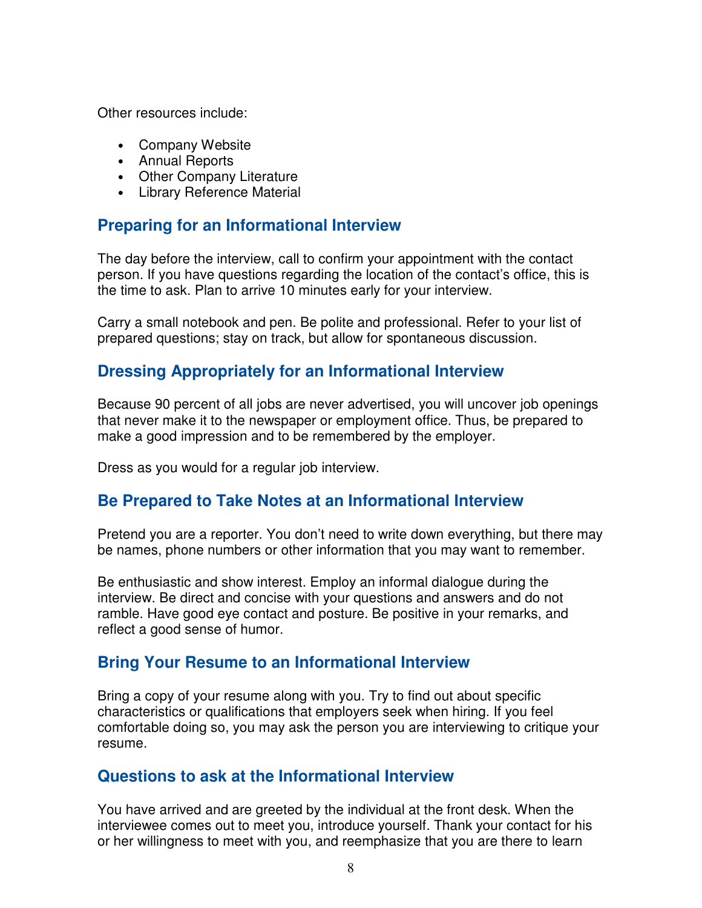Other resources include:

- Company Website
- Annual Reports
- Other Company Literature
- Library Reference Material

## Preparing for an Informational Interview

The day before the interview, call to confirm your appointment with the contact person. If you have questions regarding the location of the contact's office, this is the time to ask. Plan to arrive 10 minutes early for your interview.

Carry a small notebook and pen. Be polite and professional. Refer to your list of prepared questions; stay on track, but allow for spontaneous discussion.

## Dressing Appropriately for an Informational Interview

Because 90 percent of all jobs are never advertised, you will uncover job openings that never make it to the newspaper or employment office. Thus, be prepared to make a good impression and to be remembered by the employer.

Dress as you would for a regular job interview.

## Be Prepared to Take Notes at an Informational Interview

Pretend you are a reporter. You don't need to write down everything, but there may be names, phone numbers or other information that you may want to remember.

Be enthusiastic and show interest. Employ an informal dialogue during the interview. Be direct and concise with your questions and answers and do not ramble. Have good eye contact and posture. Be positive in your remarks, and reflect a good sense of humor.

## Bring Your Resume to an Informational Interview

Bring a copy of your resume along with you. Try to find out about specific characteristics or qualifications that employers seek when hiring. If you feel comfortable doing so, you may ask the person you are interviewing to critique your resume.

## Questions to ask at the Informational Interview

You have arrived and are greeted by the individual at the front desk. When the interviewee comes out to meet you, introduce yourself. Thank your contact for his or her willingness to meet with you, and reemphasize that you are there to learn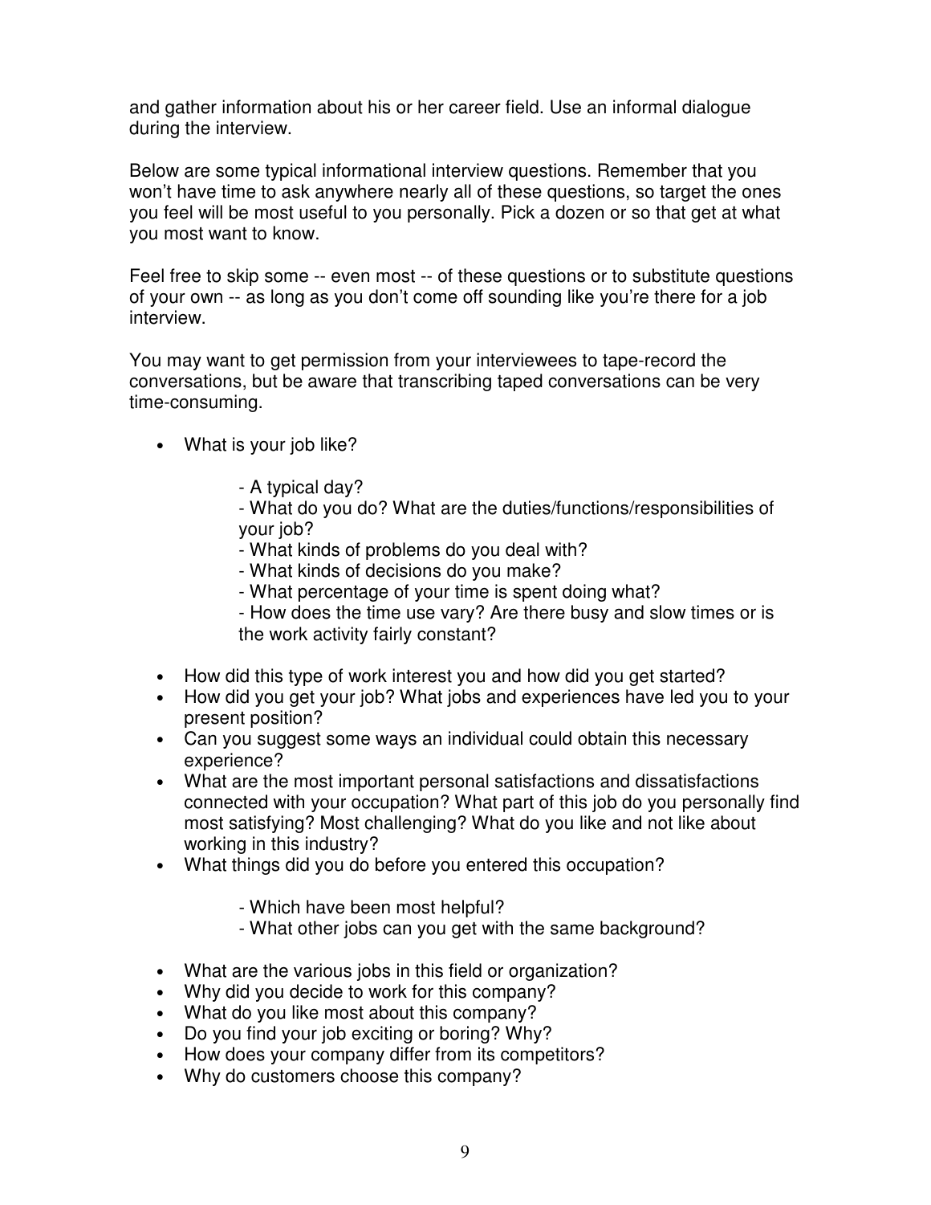and gather information about his or her career field. Use an informal dialogue during the interview.

Below are some typical informational interview questions. Remember that you won't have time to ask anywhere nearly all of these questions, so target the ones you feel will be most useful to you personally. Pick a dozen or so that get at what you most want to know.

Feel free to skip some -- even most -- of these questions or to substitute questions of your own -- as long as you don't come off sounding like you're there for a job interview.

You may want to get permission from your interviewees to tape-record the conversations, but be aware that transcribing taped conversations can be very time-consuming.

- What is your job like?
    - A typical day?
    - What do you do? What are the duties/functions/responsibilities of your job?
    - What kinds of problems do you deal with?
    - What kinds of decisions do you make?
    - What percentage of your time is spent doing what?
    - How does the time use vary? Are there busy and slow times or is the work activity fairly constant?
- How did this type of work interest you and how did you get started?
- How did you get your job? What jobs and experiences have led you to your present position?
- Can you suggest some ways an individual could obtain this necessary experience?
- What are the most important personal satisfactions and dissatisfactions connected with your occupation? What part of this job do you personally find most satisfying? Most challenging? What do you like and not like about working in this industry?
- What things did you do before you entered this occupation?
    - Which have been most helpful?
    - What other jobs can you get with the same background?
- What are the various jobs in this field or organization?
- Why did you decide to work for this company?
- What do you like most about this company?
- Do you find your job exciting or boring? Why?
- How does your company differ from its competitors?
- Why do customers choose this company?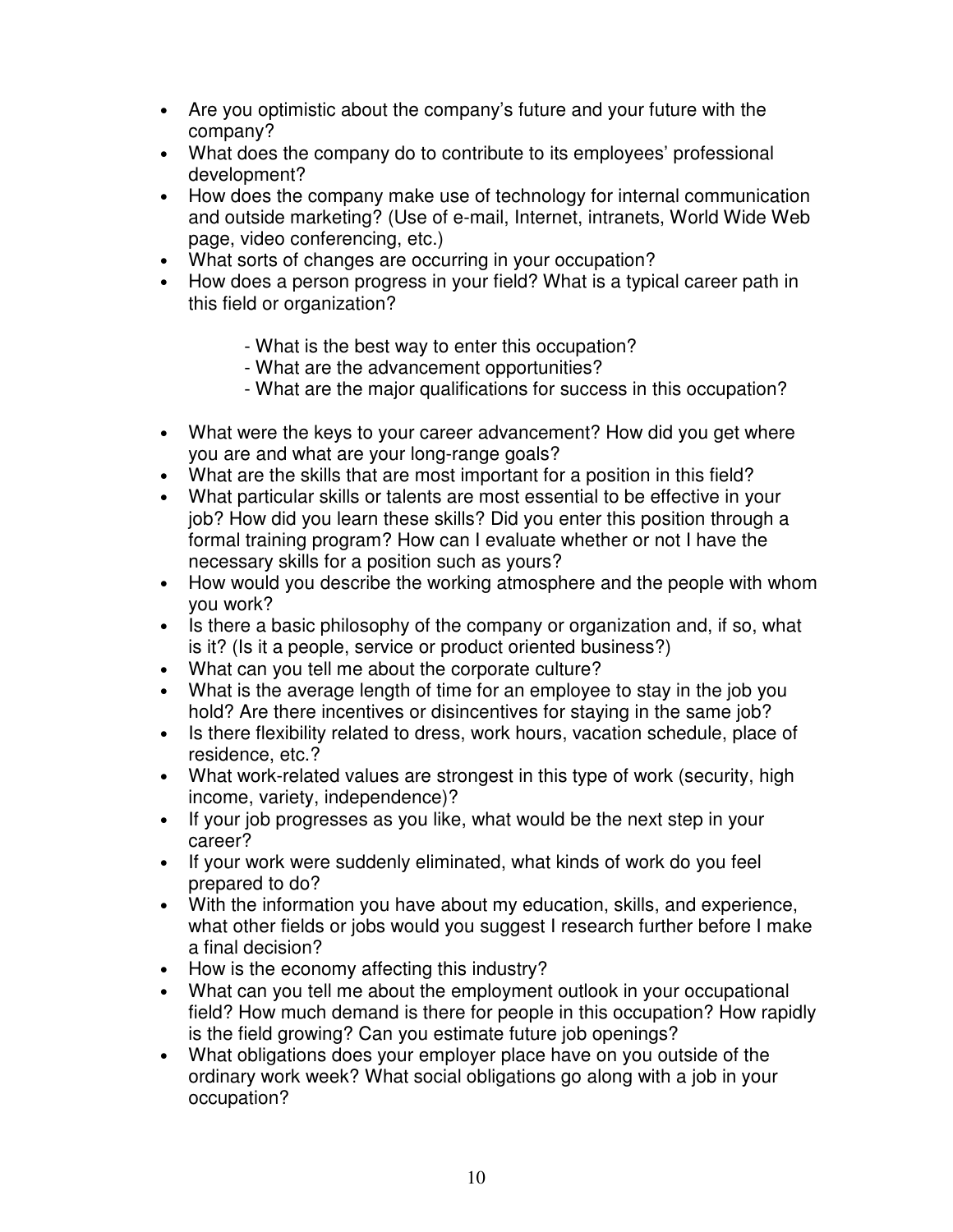- Are you optimistic about the company's future and your future with the company?
- What does the company do to contribute to its employees' professional development?
- How does the company make use of technology for internal communication and outside marketing? (Use of e-mail, Internet, intranets, World Wide Web page, video conferencing, etc.)
- What sorts of changes are occurring in your occupation?
- How does a person progress in your field? What is a typical career path in this field or organization?

  - What is the best way to enter this occupation?
  - What are the advancement opportunities?
  - What are the major qualifications for success in this occupation?

- What were the keys to your career advancement? How did you get where you are and what are your long-range goals?
- What are the skills that are most important for a position in this field?
- What particular skills or talents are most essential to be effective in your job? How did you learn these skills? Did you enter this position through a formal training program? How can I evaluate whether or not I have the necessary skills for a position such as yours?
- How would you describe the working atmosphere and the people with whom you work?
- Is there a basic philosophy of the company or organization and, if so, what is it? (Is it a people, service or product oriented business?)
- What can you tell me about the corporate culture?
- What is the average length of time for an employee to stay in the job you hold? Are there incentives or disincentives for staying in the same job?
- Is there flexibility related to dress, work hours, vacation schedule, place of residence, etc.?
- What work-related values are strongest in this type of work (security, high income, variety, independence)?
- If your job progresses as you like, what would be the next step in your career?
- If your work were suddenly eliminated, what kinds of work do you feel prepared to do?
- With the information you have about my education, skills, and experience, what other fields or jobs would you suggest I research further before I make a final decision?
- How is the economy affecting this industry?
- What can you tell me about the employment outlook in your occupational field? How much demand is there for people in this occupation? How rapidly is the field growing? Can you estimate future job openings?
- What obligations does your employer place have on you outside of the ordinary work week? What social obligations go along with a job in your occupation?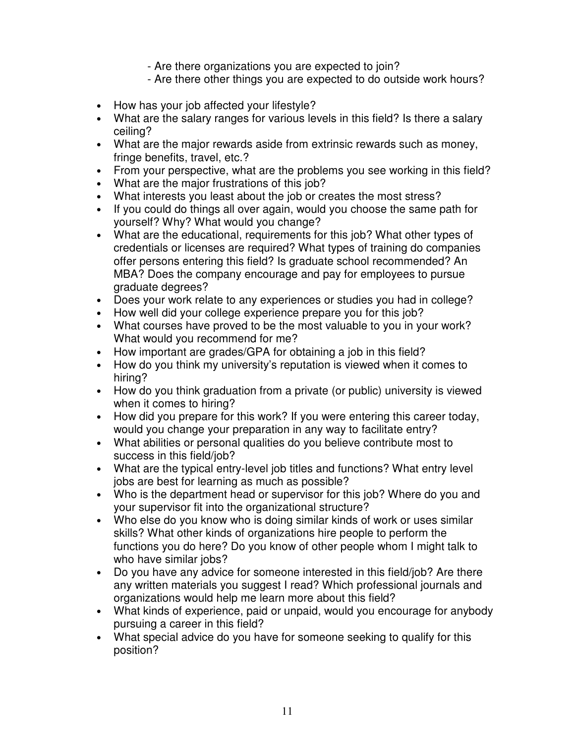- Are there organizations you are expected to join?
- Are there other things you are expected to do outside work hours?

- How has your job affected your lifestyle?
- What are the salary ranges for various levels in this field? Is there a salary ceiling?
- What are the major rewards aside from extrinsic rewards such as money, fringe benefits, travel, etc.?
- From your perspective, what are the problems you see working in this field?
- What are the major frustrations of this job?
- What interests you least about the job or creates the most stress?
- If you could do things all over again, would you choose the same path for yourself? Why? What would you change?
- What are the educational, requirements for this job? What other types of credentials or licenses are required? What types of training do companies offer persons entering this field? Is graduate school recommended? An MBA? Does the company encourage and pay for employees to pursue graduate degrees?
- Does your work relate to any experiences or studies you had in college?
- How well did your college experience prepare you for this job?
- What courses have proved to be the most valuable to you in your work? What would you recommend for me?
- How important are grades/GPA for obtaining a job in this field?
- How do you think my university's reputation is viewed when it comes to hiring?
- How do you think graduation from a private (or public) university is viewed when it comes to hiring?
- How did you prepare for this work? If you were entering this career today, would you change your preparation in any way to facilitate entry?
- What abilities or personal qualities do you believe contribute most to success in this field/job?
- What are the typical entry-level job titles and functions? What entry level jobs are best for learning as much as possible?
- Who is the department head or supervisor for this job? Where do you and your supervisor fit into the organizational structure?
- Who else do you know who is doing similar kinds of work or uses similar skills? What other kinds of organizations hire people to perform the functions you do here? Do you know of other people whom I might talk to who have similar jobs?
- Do you have any advice for someone interested in this field/job? Are there any written materials you suggest I read? Which professional journals and organizations would help me learn more about this field?
- What kinds of experience, paid or unpaid, would you encourage for anybody pursuing a career in this field?
- What special advice do you have for someone seeking to qualify for this position?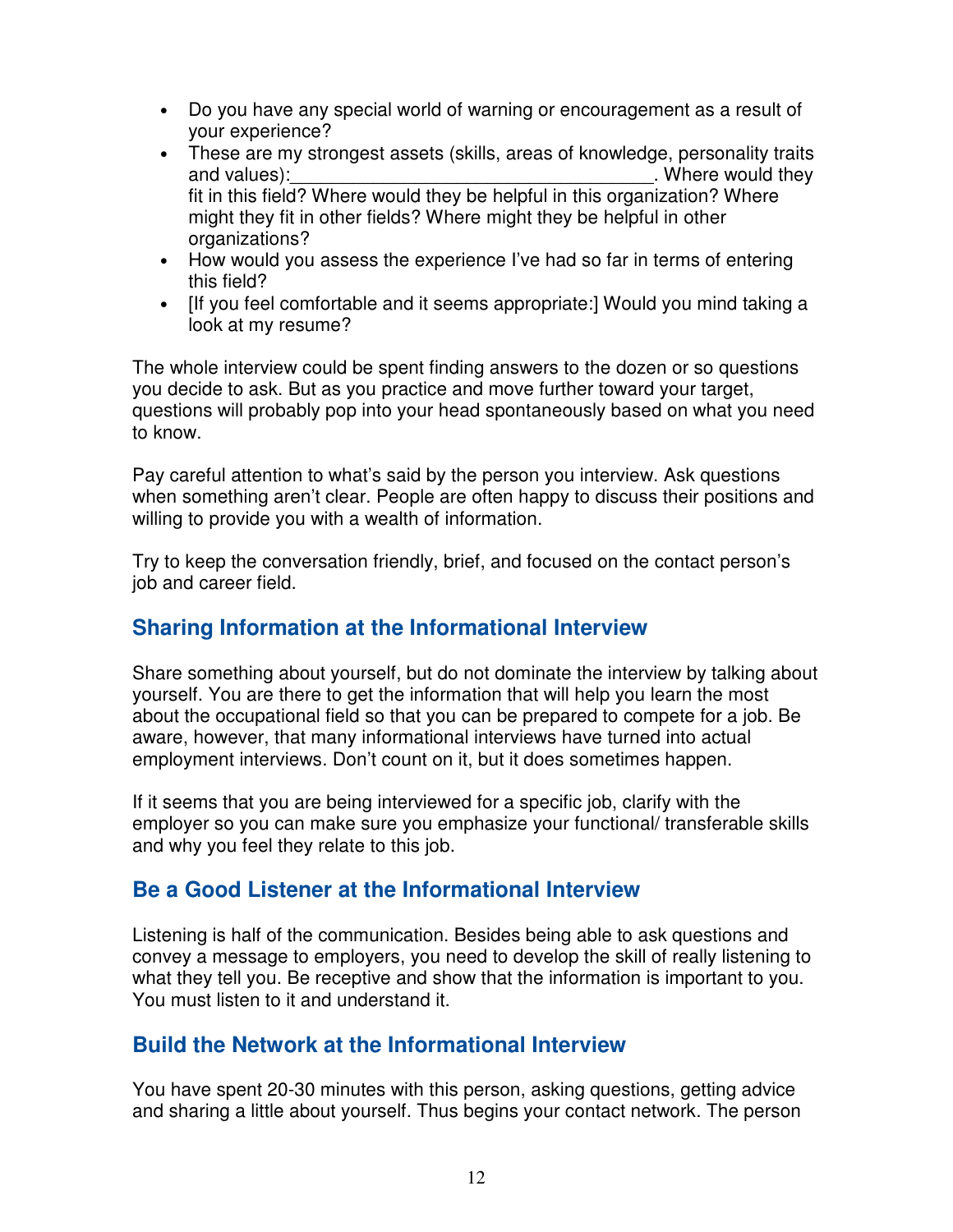- Do you have any special world of warning or encouragement as a result of your experience?
- These are my strongest assets (skills, areas of knowledge, personality traits and values):___________________________________. Where would they fit in this field? Where would they be helpful in this organization? Where might they fit in other fields? Where might they be helpful in other organizations?
- How would you assess the experience I've had so far in terms of entering this field?
- [If you feel comfortable and it seems appropriate:] Would you mind taking a look at my resume?

The whole interview could be spent finding answers to the dozen or so questions you decide to ask. But as you practice and move further toward your target, questions will probably pop into your head spontaneously based on what you need to know.

Pay careful attention to what's said by the person you interview. Ask questions when something aren't clear. People are often happy to discuss their positions and willing to provide you with a wealth of information.

Try to keep the conversation friendly, brief, and focused on the contact person's job and career field.

## Sharing Information at the Informational Interview

Share something about yourself, but do not dominate the interview by talking about yourself. You are there to get the information that will help you learn the most about the occupational field so that you can be prepared to compete for a job. Be aware, however, that many informational interviews have turned into actual employment interviews. Don't count on it, but it does sometimes happen.

If it seems that you are being interviewed for a specific job, clarify with the employer so you can make sure you emphasize your functional/ transferable skills and why you feel they relate to this job.

## Be a Good Listener at the Informational Interview

Listening is half of the communication. Besides being able to ask questions and convey a message to employers, you need to develop the skill of really listening to what they tell you. Be receptive and show that the information is important to you. You must listen to it and understand it.

## Build the Network at the Informational Interview

You have spent 20-30 minutes with this person, asking questions, getting advice and sharing a little about yourself. Thus begins your contact network. The person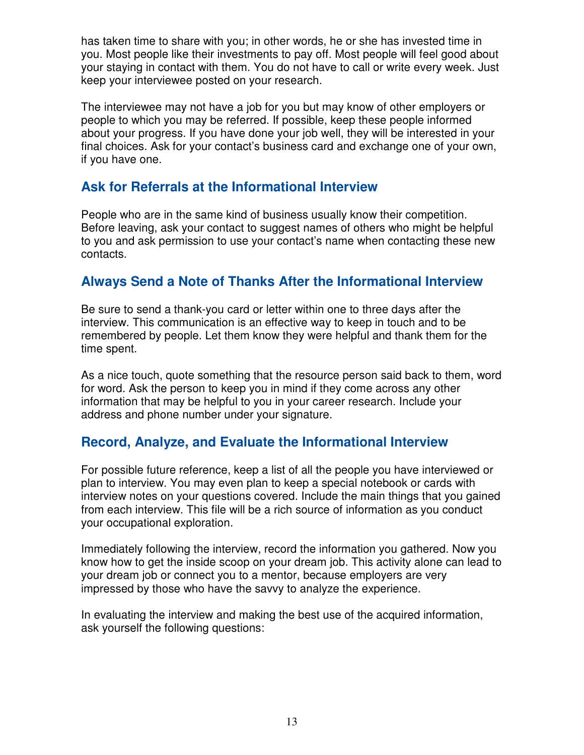has taken time to share with you; in other words, he or she has invested time in you. Most people like their investments to pay off. Most people will feel good about your staying in contact with them. You do not have to call or write every week. Just keep your interviewee posted on your research.

The interviewee may not have a job for you but may know of other employers or people to which you may be referred. If possible, keep these people informed about your progress. If you have done your job well, they will be interested in your final choices. Ask for your contact's business card and exchange one of your own, if you have one.

## Ask for Referrals at the Informational Interview

People who are in the same kind of business usually know their competition. Before leaving, ask your contact to suggest names of others who might be helpful to you and ask permission to use your contact's name when contacting these new contacts.

## Always Send a Note of Thanks After the Informational Interview

Be sure to send a thank-you card or letter within one to three days after the interview. This communication is an effective way to keep in touch and to be remembered by people. Let them know they were helpful and thank them for the time spent.

As a nice touch, quote something that the resource person said back to them, word for word. Ask the person to keep you in mind if they come across any other information that may be helpful to you in your career research. Include your address and phone number under your signature.

## Record, Analyze, and Evaluate the Informational Interview

For possible future reference, keep a list of all the people you have interviewed or plan to interview. You may even plan to keep a special notebook or cards with interview notes on your questions covered. Include the main things that you gained from each interview. This file will be a rich source of information as you conduct your occupational exploration.

Immediately following the interview, record the information you gathered. Now you know how to get the inside scoop on your dream job. This activity alone can lead to your dream job or connect you to a mentor, because employers are very impressed by those who have the savvy to analyze the experience.

In evaluating the interview and making the best use of the acquired information, ask yourself the following questions: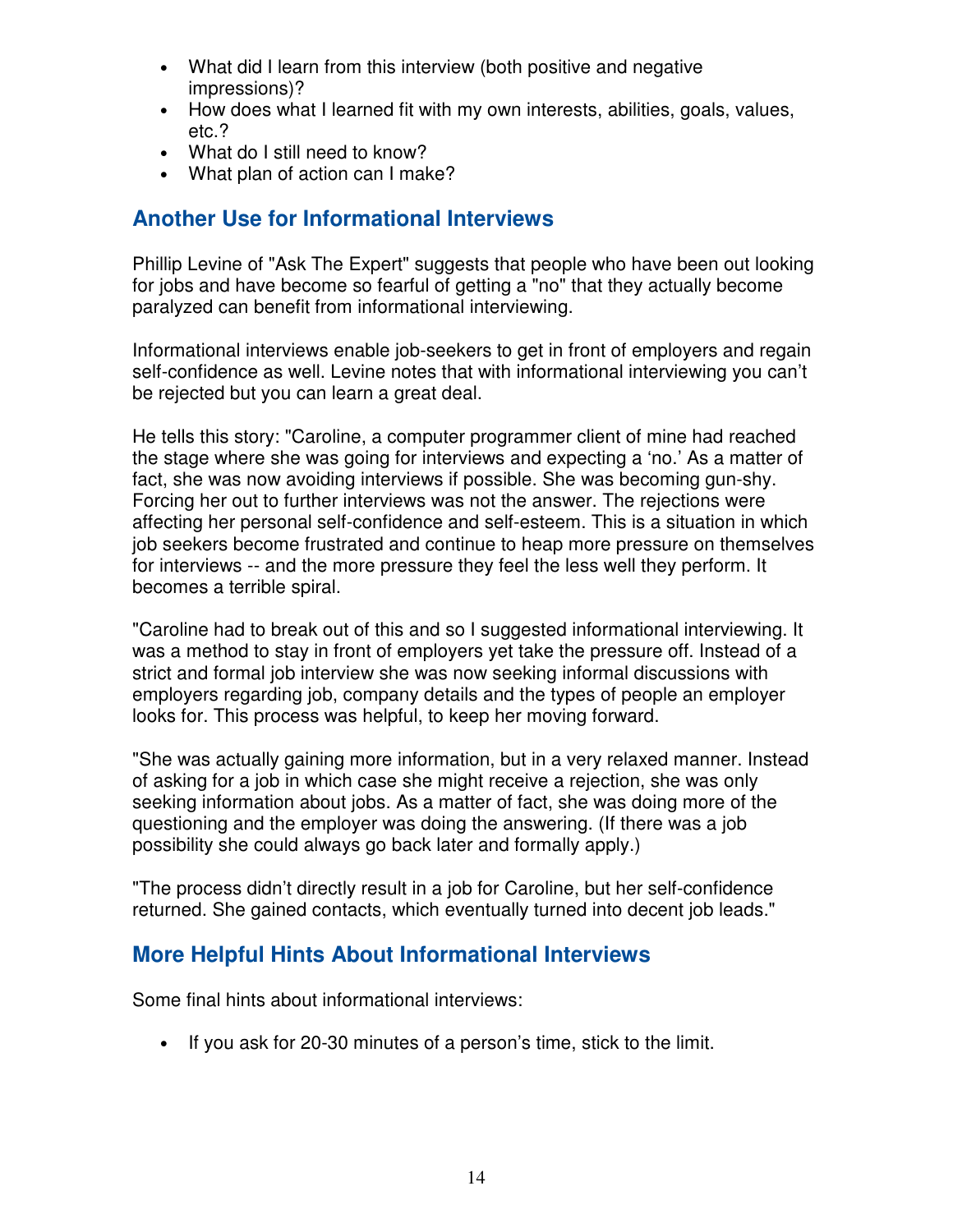- What did I learn from this interview (both positive and negative impressions)?
- How does what I learned fit with my own interests, abilities, goals, values, etc.?
- What do I still need to know?
- What plan of action can I make?

## Another Use for Informational Interviews

Phillip Levine of "Ask The Expert" suggests that people who have been out looking for jobs and have become so fearful of getting a "no" that they actually become paralyzed can benefit from informational interviewing.

Informational interviews enable job-seekers to get in front of employers and regain self-confidence as well. Levine notes that with informational interviewing you can't be rejected but you can learn a great deal.

He tells this story: "Caroline, a computer programmer client of mine had reached the stage where she was going for interviews and expecting a 'no.' As a matter of fact, she was now avoiding interviews if possible. She was becoming gun-shy. Forcing her out to further interviews was not the answer. The rejections were affecting her personal self-confidence and self-esteem. This is a situation in which job seekers become frustrated and continue to heap more pressure on themselves for interviews -- and the more pressure they feel the less well they perform. It becomes a terrible spiral.

"Caroline had to break out of this and so I suggested informational interviewing. It was a method to stay in front of employers yet take the pressure off. Instead of a strict and formal job interview she was now seeking informal discussions with employers regarding job, company details and the types of people an employer looks for. This process was helpful, to keep her moving forward.

"She was actually gaining more information, but in a very relaxed manner. Instead of asking for a job in which case she might receive a rejection, she was only seeking information about jobs. As a matter of fact, she was doing more of the questioning and the employer was doing the answering. (If there was a job possibility she could always go back later and formally apply.)

"The process didn't directly result in a job for Caroline, but her self-confidence returned. She gained contacts, which eventually turned into decent job leads."

## More Helpful Hints About Informational Interviews

Some final hints about informational interviews:

- If you ask for 20-30 minutes of a person's time, stick to the limit.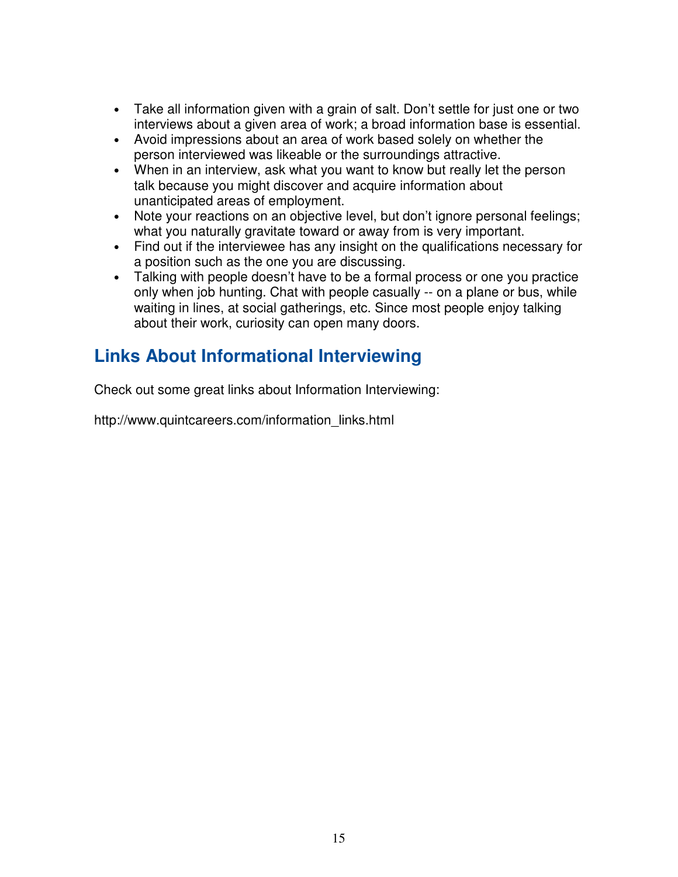- Take all information given with a grain of salt. Don't settle for just one or two interviews about a given area of work; a broad information base is essential.
- Avoid impressions about an area of work based solely on whether the person interviewed was likeable or the surroundings attractive.
- When in an interview, ask what you want to know but really let the person talk because you might discover and acquire information about unanticipated areas of employment.
- Note your reactions on an objective level, but don't ignore personal feelings; what you naturally gravitate toward or away from is very important.
- Find out if the interviewee has any insight on the qualifications necessary for a position such as the one you are discussing.
- Talking with people doesn't have to be a formal process or one you practice only when job hunting. Chat with people casually -- on a plane or bus, while waiting in lines, at social gatherings, etc. Since most people enjoy talking about their work, curiosity can open many doors.

## Links About Informational Interviewing

Check out some great links about Information Interviewing:

http://www.quintcareers.com/information_links.html